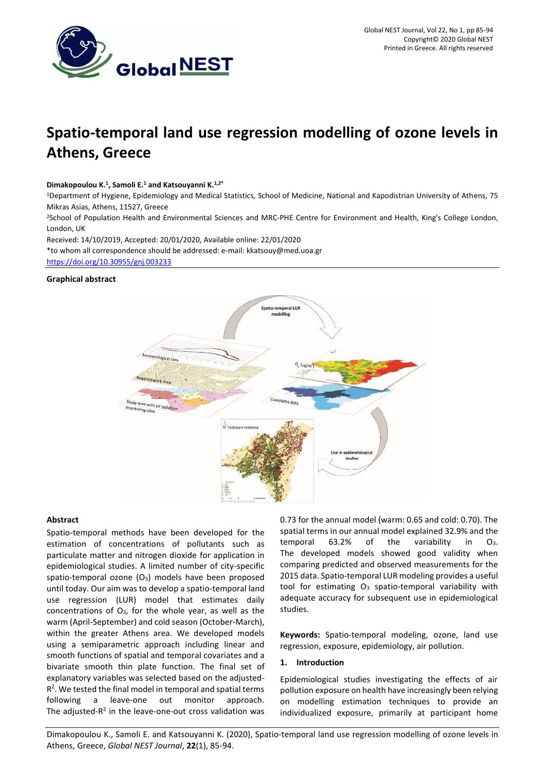# Spatio-temporal land use regression modelling of ozone levels in Athens, Greece

**Dimakopoulou K.[1], Samoli E.[1] and Katsouyanni K.[1,2*]**

[1]Department of Hygiene, Epidemiology and Medical Statistics, School of Medicine, National and Kapodistrian University of Athens, 75 Mikras Asias, Athens, 11527, Greece

[2]School of Population Health and Environmental Sciences and MRC-PHE Centre for Environment and Health, King's College London, London, UK

Received: 14/10/2019, Accepted: 20/01/2020, Available online: 22/01/2020

*to whom all correspondence should be addressed: e-mail: kkatsouy@med.uoa.gr

https://doi.org/10.30955/gnj.003233

### Graphical abstract

Spatio-temporal LUR modelling

Meteorological data

Road network data

Study area with air pollution monitoring sites

$O_3$ (ug/m$^3$)

Covariates data

Participant residence

Use in epidemiological studies

### Abstract

Spatio-temporal methods have been developed for the estimation of concentrations of pollutants such as particulate matter and nitrogen dioxide for application in epidemiological studies. A limited number of city-specific spatio-temporal ozone ($O_3$) models have been proposed until today. Our aim was to develop a spatio-temporal land use regression (LUR) model that estimates daily concentrations of $O_3$, for the whole year, as well as the warm (April-September) and cold season (October-March), within the greater Athens area. We developed models using a semiparametric approach including linear and smooth functions of spatial and temporal covariates and a bivariate smooth thin plate function. The final set of explanatory variables was selected based on the adjusted-$R^2$. We tested the final model in temporal and spatial terms following a leave-one out monitor approach. The adjusted-$R^2$ in the leave-one-out cross validation was 0.73 for the annual model (warm: 0.65 and cold: 0.70). The spatial terms in our annual model explained 32.9% and the temporal 63.2% of the variability in $O_3$. The developed models showed good validity when comparing predicted and observed measurements for the 2015 data. Spatio-temporal LUR modeling provides a useful tool for estimating $O_3$ spatio-temporal variability with adequate accuracy for subsequent use in epidemiological studies.

**Keywords:** Spatio-temporal modeling, ozone, land use regression, exposure, epidemiology, air pollution.

## 1. Introduction

Epidemiological studies investigating the effects of air pollution exposure on health have increasingly been relying on modelling estimation techniques to provide an individualized exposure, primarily at participant home

Dimakopoulou K., Samoli E. and Katsouyanni K. (2020), Spatio-temporal land use regression modelling of ozone levels in Athens, Greece, *Global NEST Journal*, **22**(1), 85-94.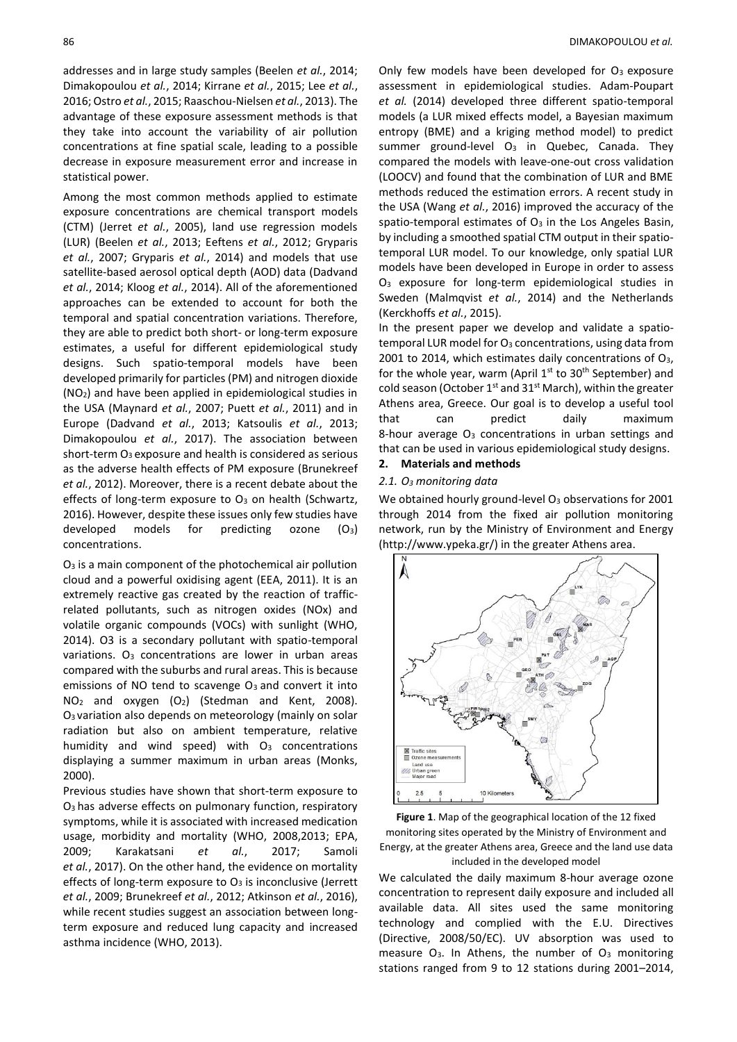addresses and in large study samples (Beelen *et al.*, 2014; Dimakopoulou *et al.*, 2014; Kirrane *et al.*, 2015; Lee *et al.*, 2016; Ostro *et al.*, 2015; Raaschou-Nielsen *et al.*, 2013). The advantage of these exposure assessment methods is that they take into account the variability of air pollution concentrations at fine spatial scale, leading to a possible decrease in exposure measurement error and increase in statistical power.

Among the most common methods applied to estimate exposure concentrations are chemical transport models (CTM) (Jerret *et al.*, 2005), land use regression models (LUR) (Beelen *et al.*, 2013; Eeftens *et al.*, 2012; Gryparis *et al.*, 2007; Gryparis *et al.*, 2014) and models that use satellite-based aerosol optical depth (AOD) data (Dadvand *et al.*, 2014; Kloog *et al.*, 2014). All of the aforementioned approaches can be extended to account for both the temporal and spatial concentration variations. Therefore, they are able to predict both short- or long-term exposure estimates, a useful for different epidemiological study designs. Such spatio-temporal models have been developed primarily for particles (PM) and nitrogen dioxide ($NO_2$) and have been applied in epidemiological studies in the USA (Maynard *et al.*, 2007; Puett *et al.*, 2011) and in Europe (Dadvand *et al.*, 2013; Katsoulis *et al.*, 2013; Dimakopoulou *et al.*, 2017). The association between short-term $O_3$ exposure and health is considered as serious as the adverse health effects of PM exposure (Brunekreef *et al.*, 2012). Moreover, there is a recent debate about the effects of long-term exposure to $O_3$ on health (Schwartz, 2016). However, despite these issues only few studies have developed models for predicting ozone ($O_3$) concentrations.

$O_3$ is a main component of the photochemical air pollution cloud and a powerful oxidising agent (EEA, 2011). It is an extremely reactive gas created by the reaction of traffic-related pollutants, such as nitrogen oxides (NOx) and volatile organic compounds (VOCs) with sunlight (WHO, 2014). O3 is a secondary pollutant with spatio-temporal variations. $O_3$ concentrations are lower in urban areas compared with the suburbs and rural areas. This is because emissions of NO tend to scavenge $O_3$ and convert it into $NO_2$ and oxygen ($O_2$) (Stedman and Kent, 2008). $O_3$ variation also depends on meteorology (mainly on solar radiation but also on ambient temperature, relative humidity and wind speed) with $O_3$ concentrations displaying a summer maximum in urban areas (Monks, 2000).

Previous studies have shown that short-term exposure to $O_3$ has adverse effects on pulmonary function, respiratory symptoms, while it is associated with increased medication usage, morbidity and mortality (WHO, 2008,2013; EPA, 2009; Karakatsani *et al.*, 2017; Samoli *et al.*, 2017). On the other hand, the evidence on mortality effects of long-term exposure to $O_3$ is inconclusive (Jerrett *et al.*, 2009; Brunekreef *et al.*, 2012; Atkinson *et al.*, 2016), while recent studies suggest an association between long-term exposure and reduced lung capacity and increased asthma incidence (WHO, 2013).

Only few models have been developed for $O_3$ exposure assessment in epidemiological studies. Adam-Poupart *et al.* (2014) developed three different spatio-temporal models (a LUR mixed effects model, a Bayesian maximum entropy (BME) and a kriging method model) to predict summer ground-level $O_3$ in Quebec, Canada. They compared the models with leave-one-out cross validation (LOOCV) and found that the combination of LUR and BME methods reduced the estimation errors. A recent study in the USA (Wang *et al.*, 2016) improved the accuracy of the spatio-temporal estimates of $O_3$ in the Los Angeles Basin, by including a smoothed spatial CTM output in their spatio-temporal LUR model. To our knowledge, only spatial LUR models have been developed in Europe in order to assess $O_3$ exposure for long-term epidemiological studies in Sweden (Malmqvist *et al.*, 2014) and the Netherlands (Kerckhoffs *et al.*, 2015).

In the present paper we develop and validate a spatio-temporal LUR model for $O_3$ concentrations, using data from 2001 to 2014, which estimates daily concentrations of $O_3$, for the whole year, warm (April 1st to 30th September) and cold season (October 1st and 31st March), within the greater Athens area, Greece. Our goal is to develop a useful tool that can predict daily maximum 8-hour average $O_3$ concentrations in urban settings and that can be used in various epidemiological study designs.

## 2. Materials and methods

### *2.1. $O_3$ monitoring data*

We obtained hourly ground-level $O_3$ observations for 2001 through 2014 from the fixed air pollution monitoring network, run by the Ministry of Environment and Energy (http://www.ypeka.gr/) in the greater Athens area.

Traffic sites
Ozone measurements
Land use
Urban green
Major road
0 2.5 5 10 Kilometers

**Figure 1**. Map of the geographical location of the 12 fixed monitoring sites operated by the Ministry of Environment and Energy, at the greater Athens area, Greece and the land use data included in the developed model

We calculated the daily maximum 8-hour average ozone concentration to represent daily exposure and included all available data. All sites used the same monitoring technology and complied with the E.U. Directives (Directive, 2008/50/EC). UV absorption was used to measure $O_3$. In Athens, the number of $O_3$ monitoring stations ranged from 9 to 12 stations during 2001–2014,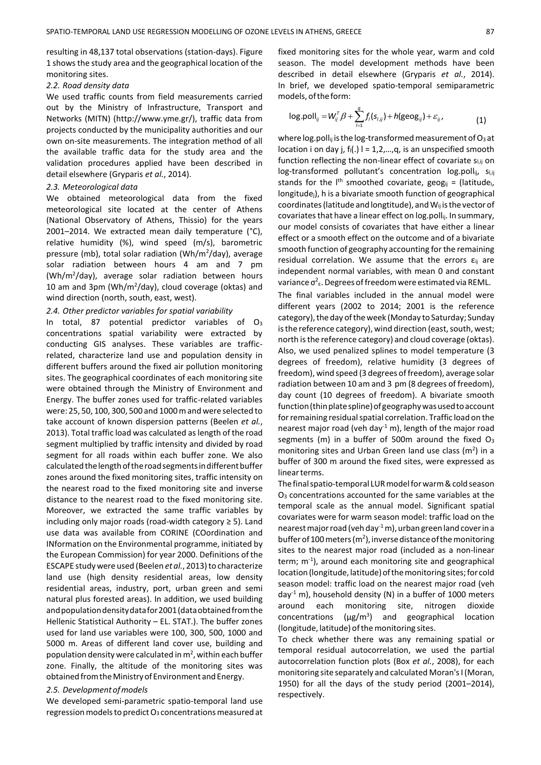resulting in 48,137 total observations (station-days). Figure 1 shows the study area and the geographical location of the monitoring sites.

### *2.2. Road density data*

We used traffic counts from field measurements carried out by the Ministry of Infrastructure, Transport and Networks (MITN) (http://www.yme.gr/), traffic data from projects conducted by the municipality authorities and our own on-site measurements. The integration method of all the available traffic data for the study area and the validation procedures applied have been described in detail elsewhere (Gryparis *et al.*, 2014).

### *2.3. Meteorological data*

We obtained meteorological data from the fixed meteorological site located at the center of Athens (National Observatory of Athens, Thissio) for the years 2001–2014. We extracted mean daily temperature (°C), relative humidity (%), wind speed (m/s), barometric pressure (mb), total solar radiation (Wh/m$^2$/day), average solar radiation between hours 4 am and 7 pm (Wh/m$^2$/day), average solar radiation between hours 10 am and 3pm (Wh/m$^2$/day), cloud coverage (oktas) and wind direction (north, south, east, west).

### *2.4. Other predictor variables for spatial variability*

In total, 87 potential predictor variables of $O_3$ concentrations spatial variability were extracted by conducting GIS analyses. These variables are traffic-related, characterize land use and population density in different buffers around the fixed air pollution monitoring sites. The geographical coordinates of each monitoring site were obtained through the Ministry of Environment and Energy. The buffer zones used for traffic-related variables were: 25, 50, 100, 300, 500 and 1000 m and were selected to take account of known dispersion patterns (Beelen *et al.*, 2013). Total traffic load was calculated as length of the road segment multiplied by traffic intensity and divided by road segment for all roads within each buffer zone. We also calculated the length of the road segments in different buffer zones around the fixed monitoring sites, traffic intensity on the nearest road to the fixed monitoring site and inverse distance to the nearest road to the fixed monitoring site. Moreover, we extracted the same traffic variables by including only major roads (road-width category ≥ 5). Land use data was available from CORINE (COordination and INformation on the Environmental programme, initiated by the European Commission) for year 2000. Definitions of the ESCAPE study were used (Beelen *et al.*, 2013) to characterize land use (high density residential areas, low density residential areas, industry, port, urban green and semi natural plus forested areas). In addition, we used building and population density data for 2001 (data obtained from the Hellenic Statistical Authority – EL. STAT.). The buffer zones used for land use variables were 100, 300, 500, 1000 and 5000 m. Areas of different land cover use, building and population density were calculated in m$^2$, within each buffer zone. Finally, the altitude of the monitoring sites was obtained from the Ministry of Environment and Energy.

### *2.5. Development of models*

We developed semi-parametric spatio-temporal land use regression models to predict $O_3$ concentrations measured at fixed monitoring sites for the whole year, warm and cold season. The model development methods have been described in detail elsewhere (Gryparis *et al.*, 2014). In brief, we developed spatio-temporal semiparametric models, of the form:

$$\log.\text{poll}_{ij} = W_{ij}^{T}\beta + \sum_{l=1}^{q} f_l(s_{l,ij}) + h(\text{geog}_{ij}) + \varepsilon_{ij}, \tag{1}$$

where $\log.\text{poll}_{ij}$ is the log-transformed measurement of $O_3$ at location i on day j, $f_l(.)$ $l = 1,2,\ldots,q$, is an unspecified smooth function reflecting the non-linear effect of covariate $s_{l,ij}$ on log-transformed pollutant's concentration $\log.\text{poll}_{ij}$, $s_{l,ij}$ stands for the $l^{th}$ smoothed covariate, $\text{geog}_{ij}$ = (latitude$_i$, longitude$_j$), h is a bivariate smooth function of geographical coordinates (latitude and longtitude), and $W_{ij}$ is the vector of covariates that have a linear effect on $\log.\text{poll}_{ij}$. In summary, our model consists of covariates that have either a linear effect or a smooth effect on the outcome and of a bivariate smooth function of geography accounting for the remaining residual correlation. We assume that the errors $\varepsilon_{ij}$ are independent normal variables, with mean 0 and constant variance $\sigma^2_{\varepsilon}$. Degrees of freedom were estimated via REML.

The final variables included in the annual model were different years (2002 to 2014; 2001 is the reference category), the day of the week (Monday to Saturday; Sunday is the reference category), wind direction (east, south, west; north is the reference category) and cloud coverage (oktas). Also, we used penalized splines to model temperature (3 degrees of freedom), relative humidity (3 degrees of freedom), wind speed (3 degrees of freedom), average solar radiation between 10 am and 3 pm (8 degrees of freedom), day count (10 degrees of freedom). A bivariate smooth function (thin plate spline) of geography was used to account for remaining residual spatial correlation. Traffic load on the nearest major road (veh day$^{-1}$ m), length of the major road segments (m) in a buffer of 500m around the fixed $O_3$ monitoring sites and Urban Green land use class (m$^2$) in a buffer of 300 m around the fixed sites, were expressed as linear terms.

The final spatio-temporal LUR model for warm & cold season $O_3$ concentrations accounted for the same variables at the temporal scale as the annual model. Significant spatial covariates were for warm season model: traffic load on the nearest major road (veh day$^{-1}$ m), urban green land cover in a buffer of 100 meters (m$^2$), inverse distance of the monitoring sites to the nearest major road (included as a non-linear term; m$^{-1}$), around each monitoring site and geographical location (longitude, latitude) of the monitoring sites; for cold season model: traffic load on the nearest major road (veh day$^{-1}$ m), household density (N) in a buffer of 1000 meters around each monitoring site, nitrogen dioxide concentrations (μg/m$^3$) and geographical location (longitude, latitude) of the monitoring sites.

To check whether there was any remaining spatial or temporal residual autocorrelation, we used the partial autocorrelation function plots (Box *et al.*, 2008), for each monitoring site separately and calculated Moran's I (Moran, 1950) for all the days of the study period (2001–2014), respectively.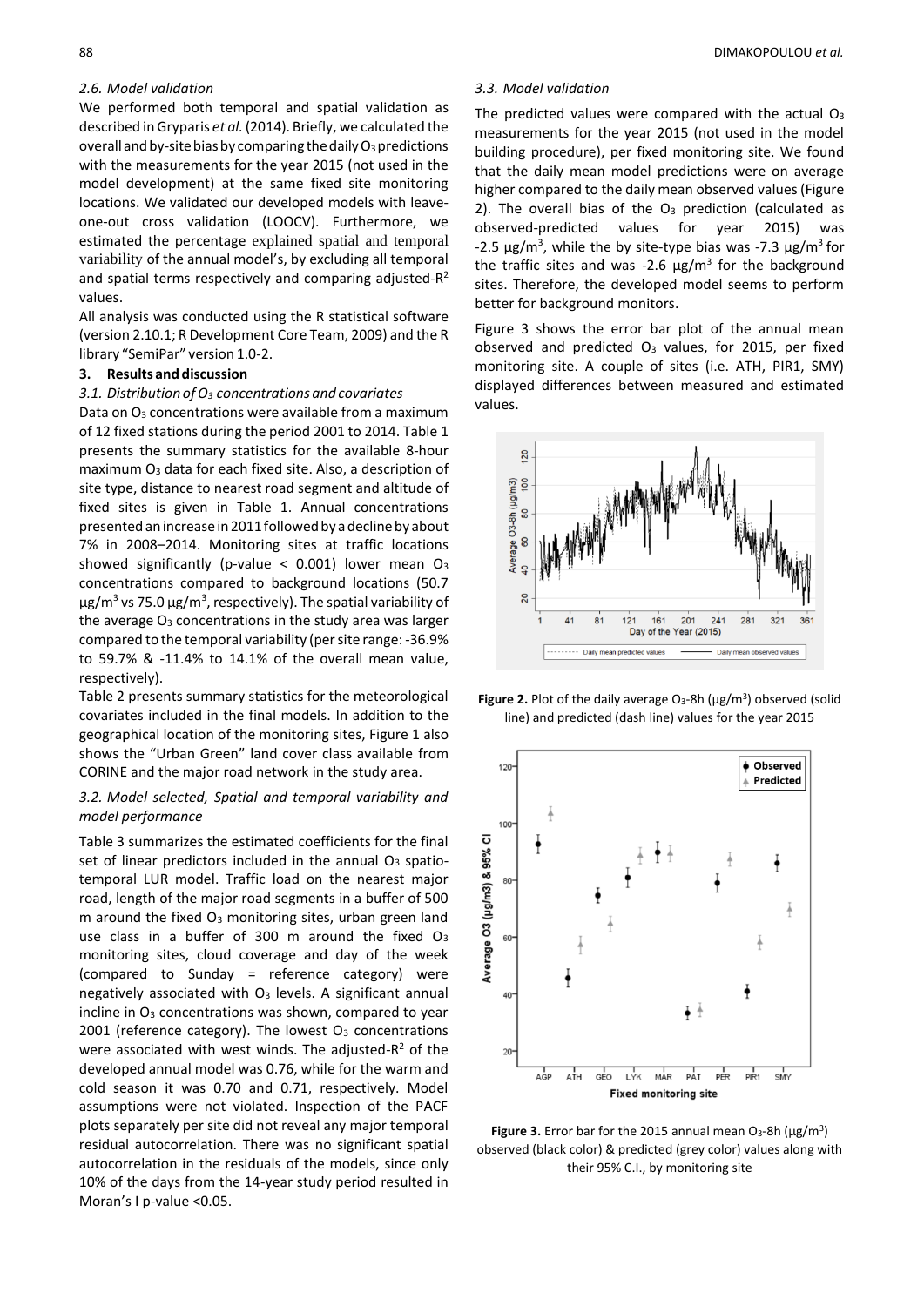### 2.6. Model validation

We performed both temporal and spatial validation as described in Gryparis *et al.* (2014). Briefly, we calculated the overall and by-site bias by comparing the daily $O_3$ predictions with the measurements for the year 2015 (not used in the model development) at the same fixed site monitoring locations. We validated our developed models with leave-one-out cross validation (LOOCV). Furthermore, we estimated the percentage explained spatial and temporal variability of the annual model's, by excluding all temporal and spatial terms respectively and comparing adjusted-$R^2$ values.

All analysis was conducted using the R statistical software (version 2.10.1; R Development Core Team, 2009) and the R library "SemiPar" version 1.0-2.

## 3. Results and discussion

### 3.1. Distribution of $O_3$ concentrations and covariates

Data on $O_3$ concentrations were available from a maximum of 12 fixed stations during the period 2001 to 2014. Table 1 presents the summary statistics for the available 8-hour maximum $O_3$ data for each fixed site. Also, a description of site type, distance to nearest road segment and altitude of fixed sites is given in Table 1. Annual concentrations presented an increase in 2011 followed by a decline by about 7% in 2008–2014. Monitoring sites at traffic locations showed significantly (p-value < 0.001) lower mean $O_3$ concentrations compared to background locations (50.7 $\mu g/m^3$ vs 75.0 $\mu g/m^3$, respectively). The spatial variability of the average $O_3$ concentrations in the study area was larger compared to the temporal variability (per site range: -36.9% to 59.7% & -11.4% to 14.1% of the overall mean value, respectively).

Table 2 presents summary statistics for the meteorological covariates included in the final models. In addition to the geographical location of the monitoring sites, Figure 1 also shows the "Urban Green" land cover class available from CORINE and the major road network in the study area.

### 3.2. Model selected, Spatial and temporal variability and model performance

Table 3 summarizes the estimated coefficients for the final set of linear predictors included in the annual $O_3$ spatio-temporal LUR model. Traffic load on the nearest major road, length of the major road segments in a buffer of 500 m around the fixed $O_3$ monitoring sites, urban green land use class in a buffer of 300 m around the fixed $O_3$ monitoring sites, cloud coverage and day of the week (compared to Sunday = reference category) were negatively associated with $O_3$ levels. A significant annual incline in $O_3$ concentrations was shown, compared to year 2001 (reference category). The lowest $O_3$ concentrations were associated with west winds. The adjusted-$R^2$ of the developed annual model was 0.76, while for the warm and cold season it was 0.70 and 0.71, respectively. Model assumptions were not violated. Inspection of the PACF plots separately per site did not reveal any major temporal residual autocorrelation. There was no significant spatial autocorrelation in the residuals of the models, since only 10% of the days from the 14-year study period resulted in Moran's I p-value <0.05.

### 3.3. Model validation

The predicted values were compared with the actual $O_3$ measurements for the year 2015 (not used in the model building procedure), per fixed monitoring site. We found that the daily mean model predictions were on average higher compared to the daily mean observed values (Figure 2). The overall bias of the $O_3$ prediction (calculated as observed-predicted values for year 2015) was -2.5 $\mu g/m^3$, while the by site-type bias was -7.3 $\mu g/m^3$ for the traffic sites and was -2.6 $\mu g/m^3$ for the background sites. Therefore, the developed model seems to perform better for background monitors.

Figure 3 shows the error bar plot of the annual mean observed and predicted $O_3$ values, for 2015, per fixed monitoring site. A couple of sites (i.e. ATH, PIR1, SMY) displayed differences between measured and estimated values.

Average O3-8h (µg/m3)
20
40
60
80
100
120
1
41
81
121
161
201
241
281
321
361
Day of the Year (2015)
Daily mean predicted values
Daily mean observed values

**Figure 2.** Plot of the daily average $O_3$-8h ($\mu g/m^3$) observed (solid line) and predicted (dash line) values for the year 2015

Average O3 (µg/m3) & 95% CI
20
40
60
80
100
120
AGP
ATH
GEO
LYK
MAR
PAT
PER
PIR1
SMY
Fixed monitoring site
Observed
Predicted

**Figure 3.** Error bar for the 2015 annual mean $O_3$-8h ($\mu g/m^3$) observed (black color) & predicted (grey color) values along with their 95% C.I., by monitoring site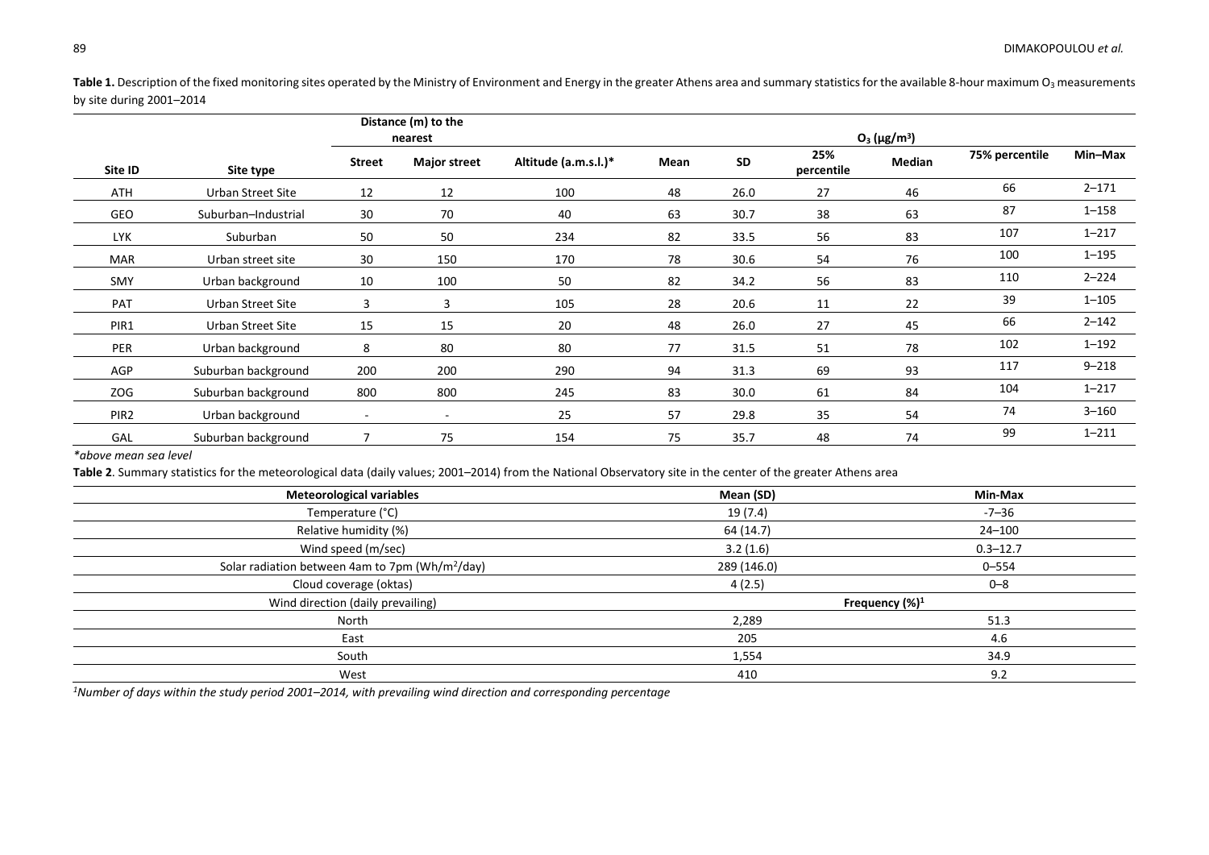**Table 1.** Description of the fixed monitoring sites operated by the Ministry of Environment and Energy in the greater Athens area and summary statistics for the available 8-hour maximum $O_3$ measurements by site during 2001–2014

| | | Distance (m) to the nearest | | | $O_3$ (μg/m³) | | | | | |
|---|---|---|---|---|---|---|---|---|---|---|
| Site ID | Site type | Street | Major street | Altitude (a.m.s.l.)* | Mean | SD | 25% percentile | Median | 75% percentile | Min–Max |
| ATH | Urban Street Site | 12 | 12 | 100 | 48 | 26.0 | 27 | 46 | 66 | 2–171 |
| GEO | Suburban–Industrial | 30 | 70 | 40 | 63 | 30.7 | 38 | 63 | 87 | 1–158 |
| LYK | Suburban | 50 | 50 | 234 | 82 | 33.5 | 56 | 83 | 107 | 1–217 |
| MAR | Urban street site | 30 | 150 | 170 | 78 | 30.6 | 54 | 76 | 100 | 1–195 |
| SMY | Urban background | 10 | 100 | 50 | 82 | 34.2 | 56 | 83 | 110 | 2–224 |
| PAT | Urban Street Site | 3 | 3 | 105 | 28 | 20.6 | 11 | 22 | 39 | 1–105 |
| PIR1 | Urban Street Site | 15 | 15 | 20 | 48 | 26.0 | 27 | 45 | 66 | 2–142 |
| PER | Urban background | 8 | 80 | 80 | 77 | 31.5 | 51 | 78 | 102 | 1–192 |
| AGP | Suburban background | 200 | 200 | 290 | 94 | 31.3 | 69 | 93 | 117 | 9–218 |
| ZOG | Suburban background | 800 | 800 | 245 | 83 | 30.0 | 61 | 84 | 104 | 1–217 |
| PIR2 | Urban background | - | - | 25 | 57 | 29.8 | 35 | 54 | 74 | 3–160 |
| GAL | Suburban background | 7 | 75 | 154 | 75 | 35.7 | 48 | 74 | 99 | 1–211 |

*\*above mean sea level*

**Table 2**. Summary statistics for the meteorological data (daily values; 2001–2014) from the National Observatory site in the center of the greater Athens area

| Meteorological variables | Mean (SD) | Min-Max |
|---|---|---|
| Temperature (°C) | 19 (7.4) | -7–36 |
| Relative humidity (%) | 64 (14.7) | 24–100 |
| Wind speed (m/sec) | 3.2 (1.6) | 0.3–12.7 |
| Solar radiation between 4am to 7pm (Wh/m²/day) | 289 (146.0) | 0–554 |
| Cloud coverage (oktas) | 4 (2.5) | 0–8 |
| Wind direction (daily prevailing) | Frequency (%)[1] | |
| North | 2,289 | 51.3 |
| East | 205 | 4.6 |
| South | 1,554 | 34.9 |
| West | 410 | 9.2 |

*[1]Number of days within the study period 2001–2014, with prevailing wind direction and corresponding percentage*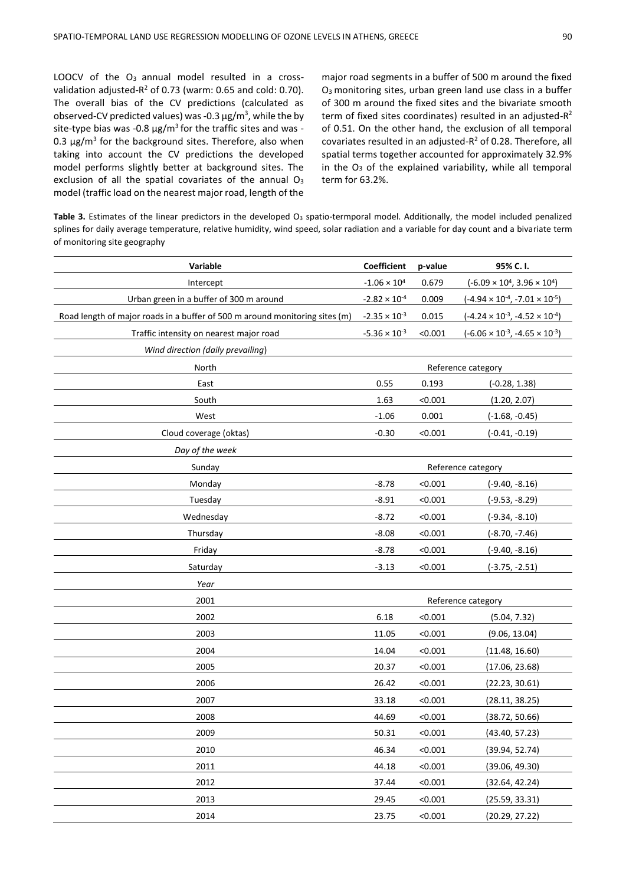LOOCV of the $O_3$ annual model resulted in a cross-validation adjusted-$R^2$ of 0.73 (warm: 0.65 and cold: 0.70). The overall bias of the CV predictions (calculated as observed-CV predicted values) was -0.3 μg/m$^3$, while the by site-type bias was -0.8 μg/m$^3$ for the traffic sites and was -0.3 μg/m$^3$ for the background sites. Therefore, also when taking into account the CV predictions the developed model performs slightly better at background sites. The exclusion of all the spatial covariates of the annual $O_3$ model (traffic load on the nearest major road, length of the major road segments in a buffer of 500 m around the fixed $O_3$ monitoring sites, urban green land use class in a buffer of 300 m around the fixed sites and the bivariate smooth term of fixed sites coordinates) resulted in an adjusted-$R^2$ of 0.51. On the other hand, the exclusion of all temporal covariates resulted in an adjusted-$R^2$ of 0.28. Therefore, all spatial terms together accounted for approximately 32.9% in the $O_3$ of the explained variability, while all temporal term for 63.2%.

**Table 3.** Estimates of the linear predictors in the developed $O_3$ spatio-termporal model. Additionally, the model included penalized splines for daily average temperature, relative humidity, wind speed, solar radiation and a variable for day count and a bivariate term of monitoring site geography

| Variable | Coefficient | p-value | 95% C. I. |
|---|---|---|---|
| Intercept | $-1.06 \times 10^4$ | 0.679 | $(-6.09 \times 10^4, 3.96 \times 10^4)$ |
| Urban green in a buffer of 300 m around | $-2.82 \times 10^{-4}$ | 0.009 | $(-4.94 \times 10^{-4}, -7.01 \times 10^{-5})$ |
| Road length of major roads in a buffer of 500 m around monitoring sites (m) | $-2.35 \times 10^{-3}$ | 0.015 | $(-4.24 \times 10^{-3}, -4.52 \times 10^{-4})$ |
| Traffic intensity on nearest major road | $-5.36 \times 10^{-3}$ | <0.001 | $(-6.06 \times 10^{-3}, -4.65 \times 10^{-3})$ |
| *Wind direction (daily prevailing)* | | | |
| North | Reference category | | |
| East | 0.55 | 0.193 | (-0.28, 1.38) |
| South | 1.63 | <0.001 | (1.20, 2.07) |
| West | -1.06 | 0.001 | (-1.68, -0.45) |
| Cloud coverage (oktas) | -0.30 | <0.001 | (-0.41, -0.19) |
| *Day of the week* | | | |
| Sunday | Reference category | | |
| Monday | -8.78 | <0.001 | (-9.40, -8.16) |
| Tuesday | -8.91 | <0.001 | (-9.53, -8.29) |
| Wednesday | -8.72 | <0.001 | (-9.34, -8.10) |
| Thursday | -8.08 | <0.001 | (-8.70, -7.46) |
| Friday | -8.78 | <0.001 | (-9.40, -8.16) |
| Saturday | -3.13 | <0.001 | (-3.75, -2.51) |
| *Year* | | | |
| 2001 | Reference category | | |
| 2002 | 6.18 | <0.001 | (5.04, 7.32) |
| 2003 | 11.05 | <0.001 | (9.06, 13.04) |
| 2004 | 14.04 | <0.001 | (11.48, 16.60) |
| 2005 | 20.37 | <0.001 | (17.06, 23.68) |
| 2006 | 26.42 | <0.001 | (22.23, 30.61) |
| 2007 | 33.18 | <0.001 | (28.11, 38.25) |
| 2008 | 44.69 | <0.001 | (38.72, 50.66) |
| 2009 | 50.31 | <0.001 | (43.40, 57.23) |
| 2010 | 46.34 | <0.001 | (39.94, 52.74) |
| 2011 | 44.18 | <0.001 | (39.06, 49.30) |
| 2012 | 37.44 | <0.001 | (32.64, 42.24) |
| 2013 | 29.45 | <0.001 | (25.59, 33.31) |
| 2014 | 23.75 | <0.001 | (20.29, 27.22) |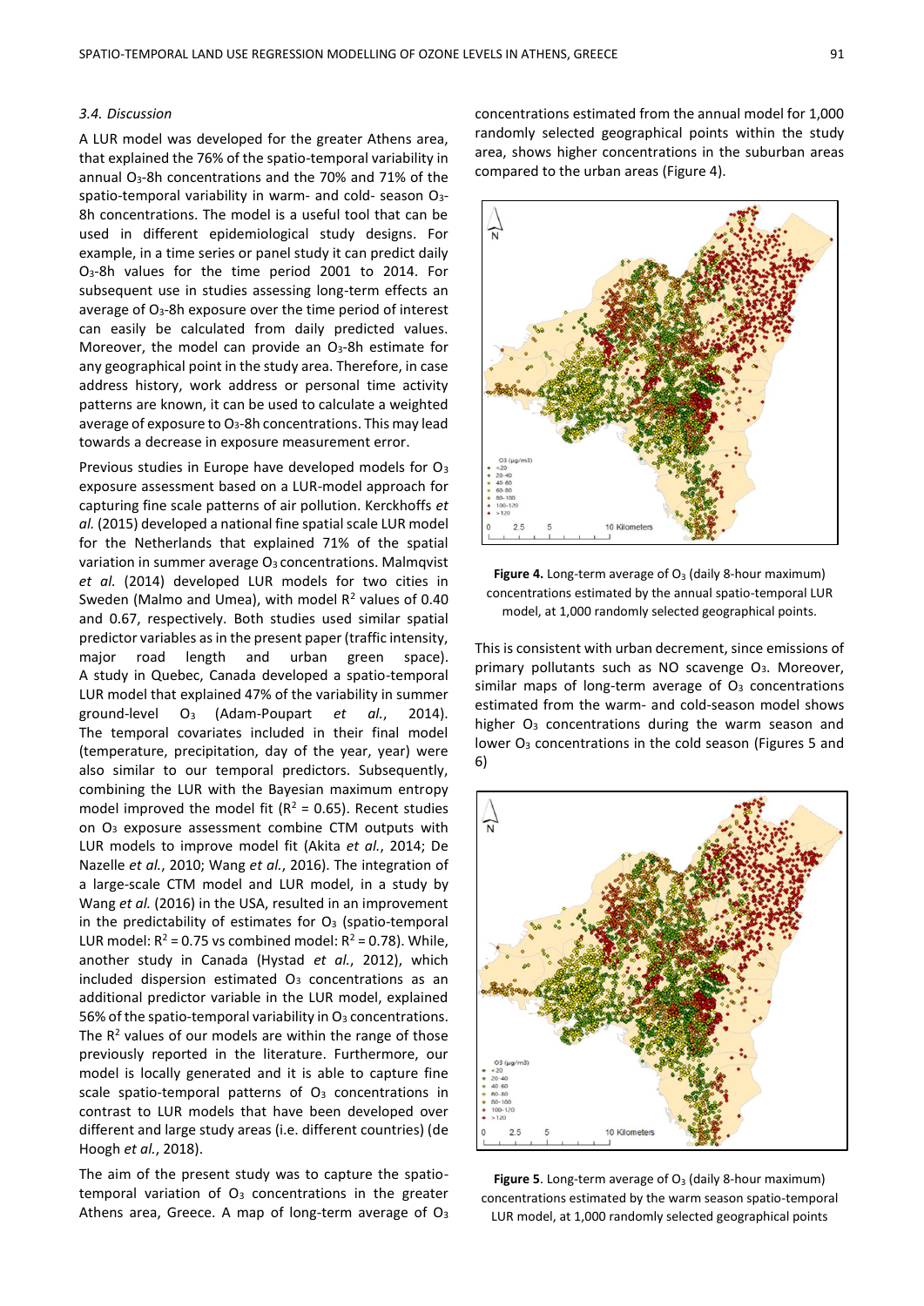### 3.4. Discussion

A LUR model was developed for the greater Athens area, that explained the 76% of the spatio-temporal variability in annual $O_3$-8h concentrations and the 70% and 71% of the spatio-temporal variability in warm- and cold- season $O_3$-8h concentrations. The model is a useful tool that can be used in different epidemiological study designs. For example, in a time series or panel study it can predict daily $O_3$-8h values for the time period 2001 to 2014. For subsequent use in studies assessing long-term effects an average of $O_3$-8h exposure over the time period of interest can easily be calculated from daily predicted values. Moreover, the model can provide an $O_3$-8h estimate for any geographical point in the study area. Therefore, in case address history, work address or personal time activity patterns are known, it can be used to calculate a weighted average of exposure to $O_3$-8h concentrations. This may lead towards a decrease in exposure measurement error.

Previous studies in Europe have developed models for $O_3$ exposure assessment based on a LUR-model approach for capturing fine scale patterns of air pollution. Kerckhoffs *et al.* (2015) developed a national fine spatial scale LUR model for the Netherlands that explained 71% of the spatial variation in summer average $O_3$ concentrations. Malmqvist *et al.* (2014) developed LUR models for two cities in Sweden (Malmo and Umea), with model $R^2$ values of 0.40 and 0.67, respectively. Both studies used similar spatial predictor variables as in the present paper (traffic intensity, major road length and urban green space). A study in Quebec, Canada developed a spatio-temporal LUR model that explained 47% of the variability in summer ground-level $O_3$ (Adam-Poupart *et al.*, 2014). The temporal covariates included in their final model (temperature, precipitation, day of the year, year) were also similar to our temporal predictors. Subsequently, combining the LUR with the Bayesian maximum entropy model improved the model fit ($R^2$ = 0.65). Recent studies on $O_3$ exposure assessment combine CTM outputs with LUR models to improve model fit (Akita *et al.*, 2014; De Nazelle *et al.*, 2010; Wang *et al.*, 2016). The integration of a large-scale CTM model and LUR model, in a study by Wang *et al.* (2016) in the USA, resulted in an improvement in the predictability of estimates for $O_3$ (spatio-temporal LUR model: $R^2$ = 0.75 vs combined model: $R^2$ = 0.78). While, another study in Canada (Hystad *et al.*, 2012), which included dispersion estimated $O_3$ concentrations as an additional predictor variable in the LUR model, explained 56% of the spatio-temporal variability in $O_3$ concentrations. The $R^2$ values of our models are within the range of those previously reported in the literature. Furthermore, our model is locally generated and it is able to capture fine scale spatio-temporal patterns of $O_3$ concentrations in contrast to LUR models that have been developed over different and large study areas (i.e. different countries) (de Hoogh *et al.*, 2018).

The aim of the present study was to capture the spatio-temporal variation of $O_3$ concentrations in the greater Athens area, Greece. A map of long-term average of $O_3$ concentrations estimated from the annual model for 1,000 randomly selected geographical points within the study area, shows higher concentrations in the suburban areas compared to the urban areas (Figure 4).

N
O3 (μg/m3)
<20
20-40
40-60
60-80
80-100
100-120
>120
0 2.5 5 10 Kilometers

**Figure 4.** Long-term average of $O_3$ (daily 8-hour maximum) concentrations estimated by the annual spatio-temporal LUR model, at 1,000 randomly selected geographical points.

This is consistent with urban decrement, since emissions of primary pollutants such as NO scavenge $O_3$. Moreover, similar maps of long-term average of $O_3$ concentrations estimated from the warm- and cold-season model shows higher $O_3$ concentrations during the warm season and lower $O_3$ concentrations in the cold season (Figures 5 and 6)

N
O3 (μg/m3)
<20
20-40
40-60
60-80
80-100
100-120
>120
0 2.5 5 10 Kilometers

**Figure 5**. Long-term average of $O_3$ (daily 8-hour maximum) concentrations estimated by the warm season spatio-temporal LUR model, at 1,000 randomly selected geographical points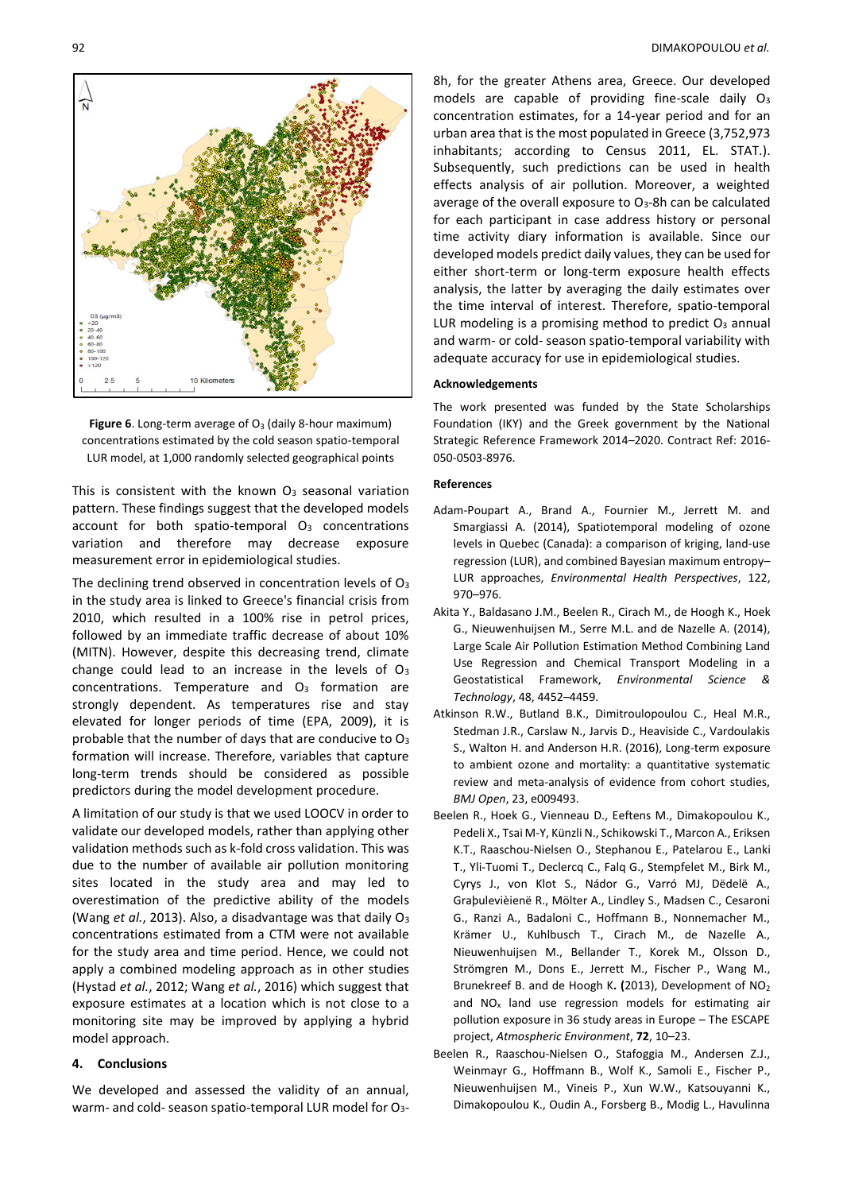N

O3 (μg/m3)
<20
20–40
40–60
60–80
80–100
100–120
>120

0 2.5 5 10 Kilometers

**Figure 6**. Long-term average of $O_3$ (daily 8-hour maximum) concentrations estimated by the cold season spatio-temporal LUR model, at 1,000 randomly selected geographical points

This is consistent with the known $O_3$ seasonal variation pattern. These findings suggest that the developed models account for both spatio-temporal $O_3$ concentrations variation and therefore may decrease exposure measurement error in epidemiological studies.

The declining trend observed in concentration levels of $O_3$ in the study area is linked to Greece's financial crisis from 2010, which resulted in a 100% rise in petrol prices, followed by an immediate traffic decrease of about 10% (MITN). However, despite this decreasing trend, climate change could lead to an increase in the levels of $O_3$ concentrations. Temperature and $O_3$ formation are strongly dependent. As temperatures rise and stay elevated for longer periods of time (EPA, 2009), it is probable that the number of days that are conducive to $O_3$ formation will increase. Therefore, variables that capture long-term trends should be considered as possible predictors during the model development procedure.

A limitation of our study is that we used LOOCV in order to validate our developed models, rather than applying other validation methods such as k-fold cross validation. This was due to the number of available air pollution monitoring sites located in the study area and may led to overestimation of the predictive ability of the models (Wang *et al.*, 2013). Also, a disadvantage was that daily $O_3$ concentrations estimated from a CTM were not available for the study area and time period. Hence, we could not apply a combined modeling approach as in other studies (Hystad *et al.*, 2012; Wang *et al.*, 2016) which suggest that exposure estimates at a location which is not close to a monitoring site may be improved by applying a hybrid model approach.

## 4. Conclusions

We developed and assessed the validity of an annual, warm- and cold- season spatio-temporal LUR model for $O_3$-8h, for the greater Athens area, Greece. Our developed models are capable of providing fine-scale daily $O_3$ concentration estimates, for a 14-year period and for an urban area that is the most populated in Greece (3,752,973 inhabitants; according to Census 2011, EL. STAT.). Subsequently, such predictions can be used in health effects analysis of air pollution. Moreover, a weighted average of the overall exposure to $O_3$-8h can be calculated for each participant in case address history or personal time activity diary information is available. Since our developed models predict daily values, they can be used for either short-term or long-term exposure health effects analysis, the latter by averaging the daily estimates over the time interval of interest. Therefore, spatio-temporal LUR modeling is a promising method to predict $O_3$ annual and warm- or cold- season spatio-temporal variability with adequate accuracy for use in epidemiological studies.

### Acknowledgements

The work presented was funded by the State Scholarships Foundation (IKY) and the Greek government by the National Strategic Reference Framework 2014–2020. Contract Ref: 2016-050-0503-8976.

### References

Adam-Poupart A., Brand A., Fournier M., Jerrett M. and Smargiassi A. (2014), Spatiotemporal modeling of ozone levels in Quebec (Canada): a comparison of kriging, land-use regression (LUR), and combined Bayesian maximum entropy–LUR approaches, *Environmental Health Perspectives*, 122, 970–976.

Akita Y., Baldasano J.M., Beelen R., Cirach M., de Hoogh K., Hoek G., Nieuwenhuijsen M., Serre M.L. and de Nazelle A. (2014), Large Scale Air Pollution Estimation Method Combining Land Use Regression and Chemical Transport Modeling in a Geostatistical Framework, *Environmental Science & Technology*, 48, 4452–4459.

Atkinson R.W., Butland B.K., Dimitroulopoulou C., Heal M.R., Stedman J.R., Carslaw N., Jarvis D., Heaviside C., Vardoulakis S., Walton H. and Anderson H.R. (2016), Long-term exposure to ambient ozone and mortality: a quantitative systematic review and meta-analysis of evidence from cohort studies, *BMJ Open*, 23, e009493.

Beelen R., Hoek G., Vienneau D., Eeftens M., Dimakopoulou K., Pedeli X., Tsai M-Y, Künzli N., Schikowski T., Marcon A., Eriksen K.T., Raaschou-Nielsen O., Stephanou E., Patelarou E., Lanki T., Yli-Tuomi T., Declercq C., Falq G., Stempfelet M., Birk M., Cyrys J., von Klot S., Nádor G., Varró MJ, Dėdelė A., Graþulevièienë R., Mölter A., Lindley S., Madsen C., Cesaroni G., Ranzi A., Badaloni C., Hoffmann B., Nonnemacher M., Krämer U., Kuhlbusch T., Cirach M., de Nazelle A., Nieuwenhuijsen M., Bellander T., Korek M., Olsson D., Strömgren M., Dons E., Jerrett M., Fischer P., Wang M., Brunekreef B. and de Hoogh K. **(**2013), Development of $NO_2$ and $NO_x$ land use regression models for estimating air pollution exposure in 36 study areas in Europe – The ESCAPE project, *Atmospheric Environment*, **72**, 10–23.

Beelen R., Raaschou-Nielsen O., Stafoggia M., Andersen Z.J., Weinmayr G., Hoffmann B., Wolf K., Samoli E., Fischer P., Nieuwenhuijsen M., Vineis P., Xun W.W., Katsouyanni K., Dimakopoulou K., Oudin A., Forsberg B., Modig L., Havulinna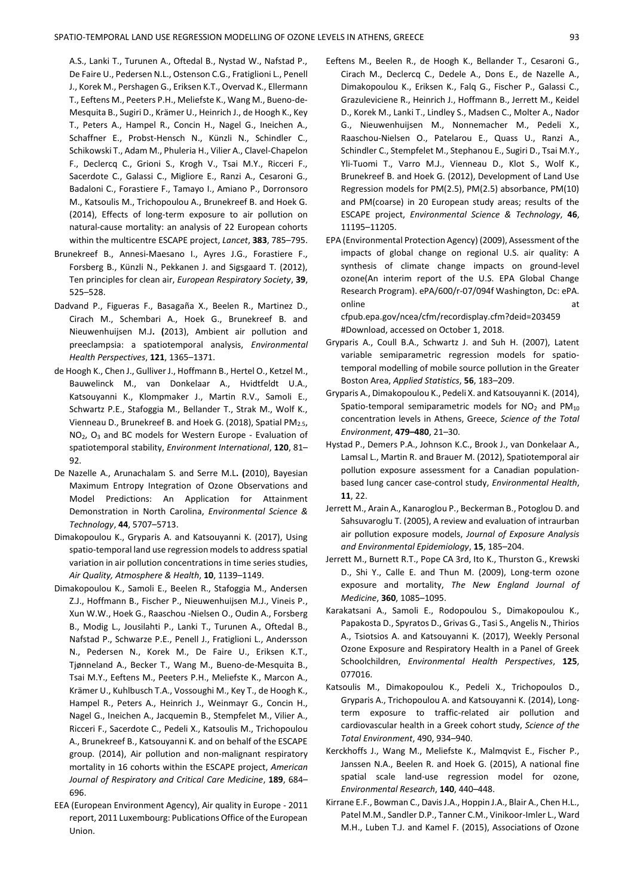A.S., Lanki T., Turunen A., Oftedal B., Nystad W., Nafstad P., De Faire U., Pedersen N.L., Ostenson C.G., Fratiglioni L., Penell J., Korek M., Pershagen G., Eriksen K.T., Overvad K., Ellermann T., Eeftens M., Peeters P.H., Meliefste K., Wang M., Bueno-de-Mesquita B., Sugiri D., Krämer U., Heinrich J., de Hoogh K., Key T., Peters A., Hampel R., Concin H., Nagel G., Ineichen A., Schaffner E., Probst-Hensch N., Künzli N., Schindler C., Schikowski T., Adam M., Phuleria H., Vilier A., Clavel-Chapelon F., Declercq C., Grioni S., Krogh V., Tsai M.Y., Ricceri F., Sacerdote C., Galassi C., Migliore E., Ranzi A., Cesaroni G., Badaloni C., Forastiere F., Tamayo I., Amiano P., Dorronsoro M., Katsoulis M., Trichopoulou A., Brunekreef B. and Hoek G. (2014), Effects of long-term exposure to air pollution on natural-cause mortality: an analysis of 22 European cohorts within the multicentre ESCAPE project, *Lancet*, **383**, 785–795.

Brunekreef B., Annesi-Maesano I., Ayres J.G., Forastiere F., Forsberg B., Künzli N., Pekkanen J. and Sigsgaard T. (2012), Ten principles for clean air, *European Respiratory Society*, **39**, 525–528.

Dadvand P., Figueras F., Basagaña X., Beelen R., Martinez D., Cirach M., Schembari A., Hoek G., Brunekreef B. and Nieuwenhuijsen M.J**. (**2013), Ambient air pollution and preeclampsia: a spatiotemporal analysis, *Environmental Health Perspectives*, **121**, 1365–1371.

de Hoogh K., Chen J., Gulliver J., Hoffmann B., Hertel O., Ketzel M., Bauwelinck M., van Donkelaar A., Hvidtfeldt U.A., Katsouyanni K., Klompmaker J., Martin R.V., Samoli E., Schwartz P.E., Stafoggia M., Bellander T., Strak M., Wolf K., Vienneau D., Brunekreef B. and Hoek G. (2018), Spatial $PM_{2.5}$, $NO_2$, $O_3$ and BC models for Western Europe - Evaluation of spatiotemporal stability, *Environment International*, **120**, 81–92.

De Nazelle A., Arunachalam S. and Serre M.L**. (**2010), Bayesian Maximum Entropy Integration of Ozone Observations and Model Predictions: An Application for Attainment Demonstration in North Carolina, *Environmental Science & Technology*, **44**, 5707–5713.

Dimakopoulou K., Gryparis A. and Katsouyanni K. (2017), Using spatio-temporal land use regression models to address spatial variation in air pollution concentrations in time series studies, *Air Quality, Atmosphere & Health*, **10**, 1139–1149.

Dimakopoulou K., Samoli E., Beelen R., Stafoggia M., Andersen Z.J., Hoffmann B., Fischer P., Nieuwenhuijsen M.J., Vineis P., Xun W.W., Hoek G., Raaschou -Nielsen O., Oudin A., Forsberg B., Modig L., Jousilahti P., Lanki T., Turunen A., Oftedal B., Nafstad P., Schwarze P.E., Penell J., Fratiglioni L., Andersson N., Pedersen N., Korek M., De Faire U., Eriksen K.T., Tjønneland A., Becker T., Wang M., Bueno-de-Mesquita B., Tsai M.Y., Eeftens M., Peeters P.H., Meliefste K., Marcon A., Krämer U., Kuhlbusch T.A., Vossoughi M., Key T., de Hoogh K., Hampel R., Peters A., Heinrich J., Weinmayr G., Concin H., Nagel G., Ineichen A., Jacquemin B., Stempfelet M., Vilier A., Ricceri F., Sacerdote C., Pedeli X., Katsoulis M., Trichopoulou A., Brunekreef B., Katsouyanni K. and on behalf of the ESCAPE group. (2014), Air pollution and non-malignant respiratory mortality in 16 cohorts within the ESCAPE project, *American Journal of Respiratory and Critical Care Medicine*, **189**, 684–696.

EEA (European Environment Agency), Air quality in Europe - 2011 report, 2011 Luxembourg: Publications Office of the European Union.

Eeftens M., Beelen R., de Hoogh K., Bellander T., Cesaroni G., Cirach M., Declercq C., Dedele A., Dons E., de Nazelle A., Dimakopoulou K., Eriksen K., Falq G., Fischer P., Galassi C., Grazuleviciene R., Heinrich J., Hoffmann B., Jerrett M., Keidel D., Korek M., Lanki T., Lindley S., Madsen C., Molter A., Nador G., Nieuwenhuijsen M., Nonnemacher M., Pedeli X., Raaschou-Nielsen O., Patelarou E., Quass U., Ranzi A., Schindler C., Stempfelet M., Stephanou E., Sugiri D., Tsai M.Y., Yli-Tuomi T., Varro M.J., Vienneau D., Klot S., Wolf K., Brunekreef B. and Hoek G. (2012), Development of Land Use Regression models for PM(2.5), PM(2.5) absorbance, PM(10) and PM(coarse) in 20 European study areas; results of the ESCAPE project, *Environmental Science & Technology*, **46**, 11195–11205.

EPA (Environmental Protection Agency) (2009), Assessment of the impacts of global change on regional U.S. air quality: A synthesis of climate change impacts on ground-level ozone(An interim report of the U.S. EPA Global Change Research Program). ePA/600/r-07/094f Washington, Dc: ePA. online at cfpub.epa.gov/ncea/cfm/recordisplay.cfm?deid=203459 #Download, accessed on October 1, 2018.

Gryparis A., Coull B.A., Schwartz J. and Suh H. (2007), Latent variable semiparametric regression models for spatio-temporal modelling of mobile source pollution in the Greater Boston Area, *Applied Statistics*, **56**, 183–209.

Gryparis A., Dimakopoulou K., Pedeli X. and Katsouyanni K. (2014), Spatio-temporal semiparametric models for $NO_2$ and $PM_{10}$ concentration levels in Athens, Greece, *Science of the Total Environment*, **479–480**, 21–30.

Hystad P., Demers P.A., Johnson K.C., Brook J., van Donkelaar A., Lamsal L., Martin R. and Brauer M. (2012), Spatiotemporal air pollution exposure assessment for a Canadian population-based lung cancer case-control study, *Environmental Health*, **11**, 22.

Jerrett M., Arain A., Kanaroglou P., Beckerman B., Potoglou D. and Sahsuvaroglu T. (2005), A review and evaluation of intraurban air pollution exposure models, *Journal of Exposure Analysis and Environmental Epidemiology*, **15**, 185–204.

Jerrett M., Burnett R.T., Pope CA 3rd, Ito K., Thurston G., Krewski D., Shi Y., Calle E. and Thun M. (2009), Long-term ozone exposure and mortality, *The New England Journal of Medicine*, **360**, 1085–1095.

Karakatsani A., Samoli E., Rodopoulou S., Dimakopoulou K., Papakosta D., Spyratos D., Grivas G., Tasi S., Angelis N., Thirios A., Tsiotsios A. and Katsouyanni K. (2017), Weekly Personal Ozone Exposure and Respiratory Health in a Panel of Greek Schoolchildren, *Environmental Health Perspectives*, **125**, 077016.

Katsoulis M., Dimakopoulou K., Pedeli X., Trichopoulos D., Gryparis A., Trichopoulou A. and Katsouyanni K. (2014), Long-term exposure to traffic-related air pollution and cardiovascular health in a Greek cohort study, *Science of the Total Environment*, 490, 934–940.

Kerckhoffs J., Wang M., Meliefste K., Malmqvist E., Fischer P., Janssen N.A., Beelen R. and Hoek G. (2015), A national fine spatial scale land-use regression model for ozone, *Environmental Research*, **140**, 440–448.

Kirrane E.F., Bowman C., Davis J.A., Hoppin J.A., Blair A., Chen H.L., Patel M.M., Sandler D.P., Tanner C.M., Vinikoor-Imler L., Ward M.H., Luben T.J. and Kamel F. (2015), Associations of Ozone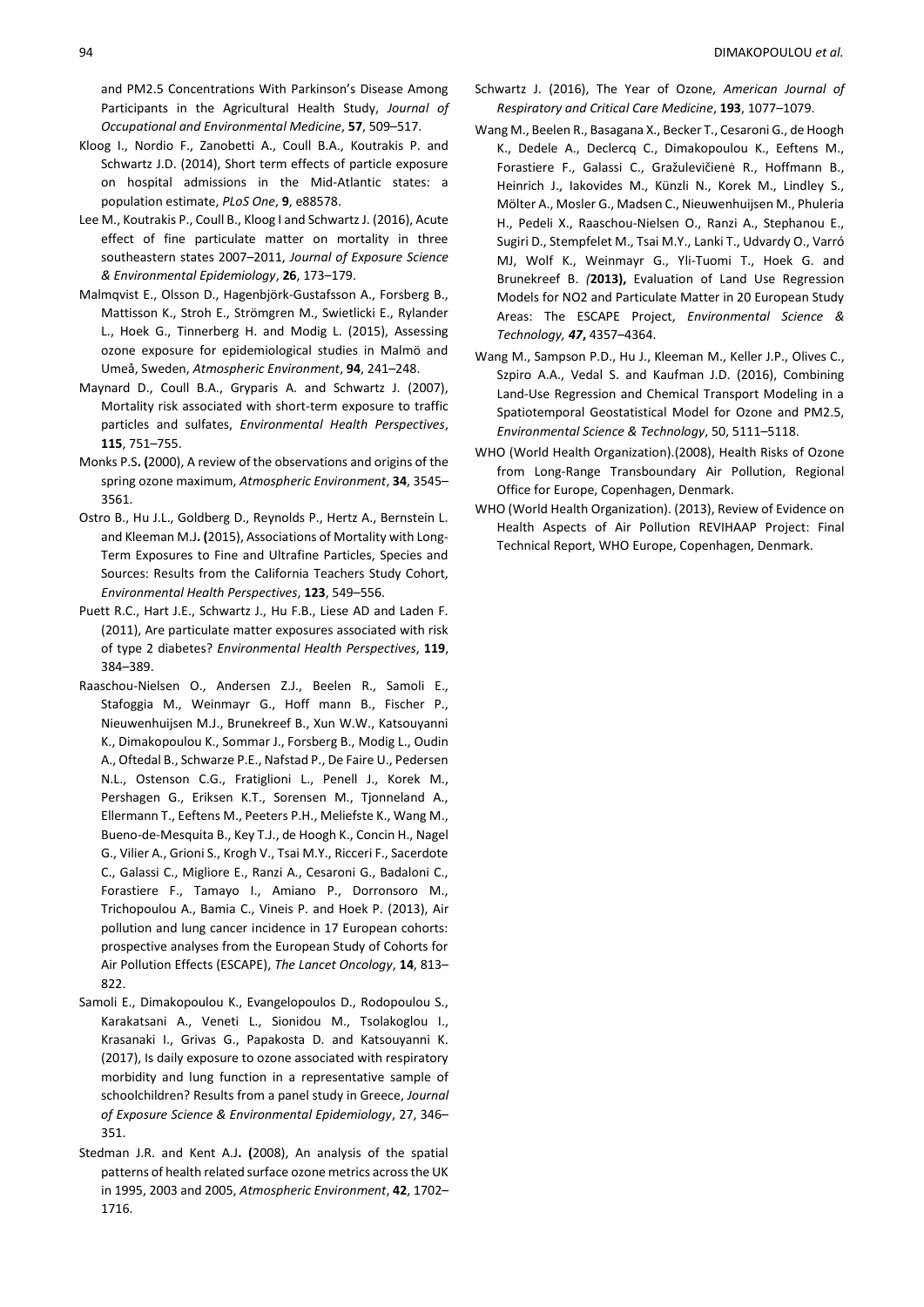and PM2.5 Concentrations With Parkinson's Disease Among Participants in the Agricultural Health Study, *Journal of Occupational and Environmental Medicine*, **57**, 509–517.

Kloog I., Nordio F., Zanobetti A., Coull B.A., Koutrakis P. and Schwartz J.D. (2014), Short term effects of particle exposure on hospital admissions in the Mid-Atlantic states: a population estimate, *PLoS One*, **9**, e88578.

Lee M., Koutrakis P., Coull B., Kloog I and Schwartz J. (2016), Acute effect of fine particulate matter on mortality in three southeastern states 2007–2011, *Journal of Exposure Science & Environmental Epidemiology*, **26**, 173–179.

Malmqvist E., Olsson D., Hagenbjörk-Gustafsson A., Forsberg B., Mattisson K., Stroh E., Strömgren M., Swietlicki E., Rylander L., Hoek G., Tinnerberg H. and Modig L. (2015), Assessing ozone exposure for epidemiological studies in Malmö and Umeå, Sweden, *Atmospheric Environment*, **94**, 241–248.

Maynard D., Coull B.A., Gryparis A. and Schwartz J. (2007), Mortality risk associated with short-term exposure to traffic particles and sulfates, *Environmental Health Perspectives*, **115**, 751–755.

Monks P.S**. (**2000), A review of the observations and origins of the spring ozone maximum, *Atmospheric Environment*, **34**, 3545–3561.

Ostro B., Hu J.L., Goldberg D., Reynolds P., Hertz A., Bernstein L. and Kleeman M.J**. (**2015), Associations of Mortality with Long-Term Exposures to Fine and Ultrafine Particles, Species and Sources: Results from the California Teachers Study Cohort, *Environmental Health Perspectives*, **123**, 549–556.

Puett R.C., Hart J.E., Schwartz J., Hu F.B., Liese AD and Laden F. (2011), Are particulate matter exposures associated with risk of type 2 diabetes? *Environmental Health Perspectives*, **119**, 384–389.

Raaschou-Nielsen O., Andersen Z.J., Beelen R., Samoli E., Stafoggia M., Weinmayr G., Hoff mann B., Fischer P., Nieuwenhuijsen M.J., Brunekreef B., Xun W.W., Katsouyanni K., Dimakopoulou K., Sommar J., Forsberg B., Modig L., Oudin A., Oftedal B., Schwarze P.E., Nafstad P., De Faire U., Pedersen N.L., Ostenson C.G., Fratiglioni L., Penell J., Korek M., Pershagen G., Eriksen K.T., Sorensen M., Tjonneland A., Ellermann T., Eeftens M., Peeters P.H., Meliefste K., Wang M., Bueno-de-Mesquita B., Key T.J., de Hoogh K., Concin H., Nagel G., Vilier A., Grioni S., Krogh V., Tsai M.Y., Ricceri F., Sacerdote C., Galassi C., Migliore E., Ranzi A., Cesaroni G., Badaloni C., Forastiere F., Tamayo I., Amiano P., Dorronsoro M., Trichopoulou A., Bamia C., Vineis P. and Hoek P. (2013), Air pollution and lung cancer incidence in 17 European cohorts: prospective analyses from the European Study of Cohorts for Air Pollution Effects (ESCAPE), *The Lancet Oncology*, **14**, 813–822.

Samoli E., Dimakopoulou K., Evangelopoulos D., Rodopoulou S., Karakatsani A., Veneti L., Sionidou M., Tsolakoglou I., Krasanaki I., Grivas G., Papakosta D. and Katsouyanni K. (2017), Is daily exposure to ozone associated with respiratory morbidity and lung function in a representative sample of schoolchildren? Results from a panel study in Greece, *Journal of Exposure Science & Environmental Epidemiology*, 27, 346–351.

Stedman J.R. and Kent A.J**. (**2008), An analysis of the spatial patterns of health related surface ozone metrics across the UK in 1995, 2003 and 2005, *Atmospheric Environment*, **42**, 1702–1716.

Schwartz J. (2016), The Year of Ozone, *American Journal of Respiratory and Critical Care Medicine*, **193**, 1077–1079.

Wang M., Beelen R., Basagana X., Becker T., Cesaroni G., de Hoogh K., Dedele A., Declercq C., Dimakopoulou K., Eeftens M., Forastiere F., Galassi C., Gražulevičienė R., Hoffmann B., Heinrich J., Iakovides M., Künzli N., Korek M., Lindley S., Mölter A., Mosler G., Madsen C., Nieuwenhuijsen M., Phuleria H., Pedeli X., Raaschou-Nielsen O., Ranzi A., Stephanou E., Sugiri D., Stempfelet M., Tsai M.Y., Lanki T., Udvardy O., Varró MJ, Wolf K., Weinmayr G., Yli-Tuomi T., Hoek G. and Brunekreef B. *(***2013),** Evaluation of Land Use Regression Models for NO2 and Particulate Matter in 20 European Study Areas: The ESCAPE Project, *Environmental Science & Technology, **47***, 4357–4364.

Wang M., Sampson P.D., Hu J., Kleeman M., Keller J.P., Olives C., Szpiro A.A., Vedal S. and Kaufman J.D. (2016), Combining Land-Use Regression and Chemical Transport Modeling in a Spatiotemporal Geostatistical Model for Ozone and PM2.5, *Environmental Science & Technology*, 50, 5111–5118.

WHO (World Health Organization).(2008), Health Risks of Ozone from Long-Range Transboundary Air Pollution, Regional Office for Europe, Copenhagen, Denmark.

WHO (World Health Organization). (2013), Review of Evidence on Health Aspects of Air Pollution REVIHAAP Project: Final Technical Report, WHO Europe, Copenhagen, Denmark.